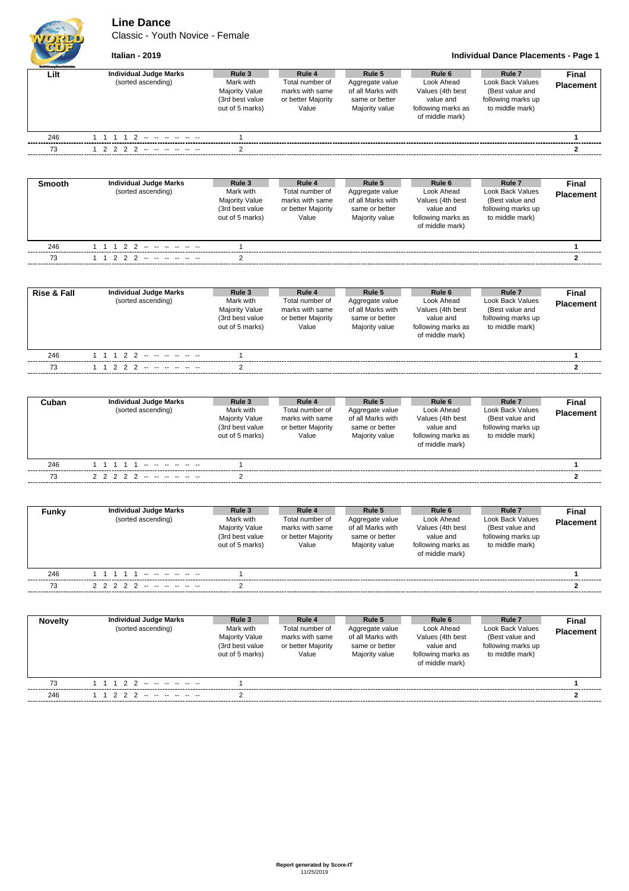# Line Dance

Classic - Youth Novice - Female

**Italian - 2019**

**Individual Dance Placements - Page 1**

| Lilt | Individual Judge Marks (sorted ascending) | Rule 3 Mark with Majority Value (3rd best value out of 5 marks) | Rule 4 Total number of marks with same or better Majority Value | Rule 5 Aggregate value of all Marks with same or better Majority value | Rule 6 Look Ahead Values (4th best value and following marks as of middle mark) | Rule 7 Look Back Values (Best value and following marks up to middle mark) | Final Placement |
|---|---|---|---|---|---|---|---|
| 246 | 1 1 1 1 2 -- -- -- -- -- -- | 1 | | | | | 1 |
| 73 | 1 2 2 2 2 -- -- -- -- -- -- | 2 | | | | | 2 |

| Smooth | Individual Judge Marks (sorted ascending) | Rule 3 Mark with Majority Value (3rd best value out of 5 marks) | Rule 4 Total number of marks with same or better Majority Value | Rule 5 Aggregate value of all Marks with same or better Majority value | Rule 6 Look Ahead Values (4th best value and following marks as of middle mark) | Rule 7 Look Back Values (Best value and following marks up to middle mark) | Final Placement |
|---|---|---|---|---|---|---|---|
| 246 | 1 1 1 2 2 -- -- -- -- -- -- | 1 | | | | | 1 |
| 73 | 1 1 2 2 2 -- -- -- -- -- -- | 2 | | | | | 2 |

| Rise & Fall | Individual Judge Marks (sorted ascending) | Rule 3 Mark with Majority Value (3rd best value out of 5 marks) | Rule 4 Total number of marks with same or better Majority Value | Rule 5 Aggregate value of all Marks with same or better Majority value | Rule 6 Look Ahead Values (4th best value and following marks as of middle mark) | Rule 7 Look Back Values (Best value and following marks up to middle mark) | Final Placement |
|---|---|---|---|---|---|---|---|
| 246 | 1 1 1 2 2 -- -- -- -- -- -- | 1 | | | | | 1 |
| 73 | 1 1 2 2 2 -- -- -- -- -- -- | 2 | | | | | 2 |

| Cuban | Individual Judge Marks (sorted ascending) | Rule 3 Mark with Majority Value (3rd best value out of 5 marks) | Rule 4 Total number of marks with same or better Majority Value | Rule 5 Aggregate value of all Marks with same or better Majority value | Rule 6 Look Ahead Values (4th best value and following marks as of middle mark) | Rule 7 Look Back Values (Best value and following marks up to middle mark) | Final Placement |
|---|---|---|---|---|---|---|---|
| 246 | 1 1 1 1 1 -- -- -- -- -- -- | 1 | | | | | 1 |
| 73 | 2 2 2 2 2 -- -- -- -- -- -- | 2 | | | | | 2 |

| Funky | Individual Judge Marks (sorted ascending) | Rule 3 Mark with Majority Value (3rd best value out of 5 marks) | Rule 4 Total number of marks with same or better Majority Value | Rule 5 Aggregate value of all Marks with same or better Majority value | Rule 6 Look Ahead Values (4th best value and following marks as of middle mark) | Rule 7 Look Back Values (Best value and following marks up to middle mark) | Final Placement |
|---|---|---|---|---|---|---|---|
| 246 | 1 1 1 1 1 -- -- -- -- -- -- | 1 | | | | | 1 |
| 73 | 2 2 2 2 2 -- -- -- -- -- -- | 2 | | | | | 2 |

| Novelty | Individual Judge Marks (sorted ascending) | Rule 3 Mark with Majority Value (3rd best value out of 5 marks) | Rule 4 Total number of marks with same or better Majority Value | Rule 5 Aggregate value of all Marks with same or better Majority value | Rule 6 Look Ahead Values (4th best value and following marks as of middle mark) | Rule 7 Look Back Values (Best value and following marks up to middle mark) | Final Placement |
|---|---|---|---|---|---|---|---|
| 73 | 1 1 1 2 2 -- -- -- -- -- -- | 1 | | | | | 1 |
| 246 | 1 1 2 2 2 -- -- -- -- -- -- | 2 | | | | | 2 |

**Report generated by Score-IT**
11/25/2019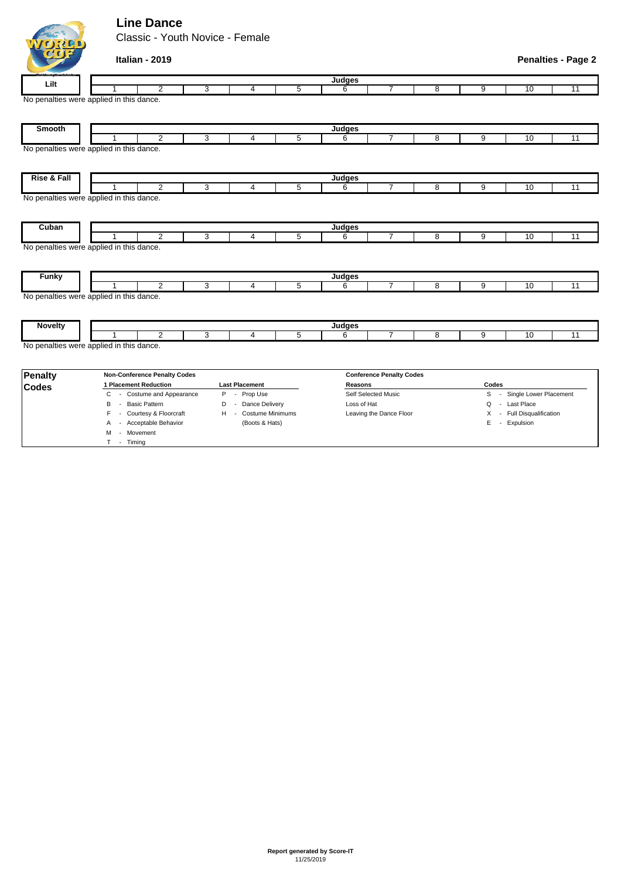# Line Dance

Classic - Youth Novice - Female

**Italian - 2019**

**Penalties - Page 2**

| Lilt | Judges | | | | | | | | | | |
|---|---|---|---|---|---|---|---|---|---|---|---|
| | 1 | 2 | 3 | 4 | 5 | 6 | 7 | 8 | 9 | 10 | 11 |

No penalties were applied in this dance.

| Smooth | Judges | | | | | | | | | | |
|---|---|---|---|---|---|---|---|---|---|---|---|
| | 1 | 2 | 3 | 4 | 5 | 6 | 7 | 8 | 9 | 10 | 11 |

No penalties were applied in this dance.

| Rise & Fall | Judges | | | | | | | | | | |
|---|---|---|---|---|---|---|---|---|---|---|---|
| | 1 | 2 | 3 | 4 | 5 | 6 | 7 | 8 | 9 | 10 | 11 |

No penalties were applied in this dance.

| Cuban | Judges | | | | | | | | | | |
|---|---|---|---|---|---|---|---|---|---|---|---|
| | 1 | 2 | 3 | 4 | 5 | 6 | 7 | 8 | 9 | 10 | 11 |

No penalties were applied in this dance.

| Funky | Judges | | | | | | | | | | |
|---|---|---|---|---|---|---|---|---|---|---|---|
| | 1 | 2 | 3 | 4 | 5 | 6 | 7 | 8 | 9 | 10 | 11 |

No penalties were applied in this dance.

| Novelty | Judges | | | | | | | | | | |
|---|---|---|---|---|---|---|---|---|---|---|---|
| | 1 | 2 | 3 | 4 | 5 | 6 | 7 | 8 | 9 | 10 | 11 |

No penalties were applied in this dance.

## Penalty Codes

**Non-Conference Penalty Codes**

| 1 Placement Reduction | Last Placement |
|---|---|
| C - Costume and Appearance | P - Prop Use |
| B - Basic Pattern | D - Dance Delivery |
| F - Courtesy & Floorcraft | H - Costume Minimums (Boots & Hats) |
| A - Acceptable Behavior | |
| M - Movement | |
| T - Timing | |

**Conference Penalty Codes**

| Reasons | Codes |
|---|---|
| Self Selected Music | S - Single Lower Placement |
| Loss of Hat | Q - Last Place |
| Leaving the Dance Floor | X - Full Disqualification |
| | E - Expulsion |

**Report generated by Score-IT**
11/25/2019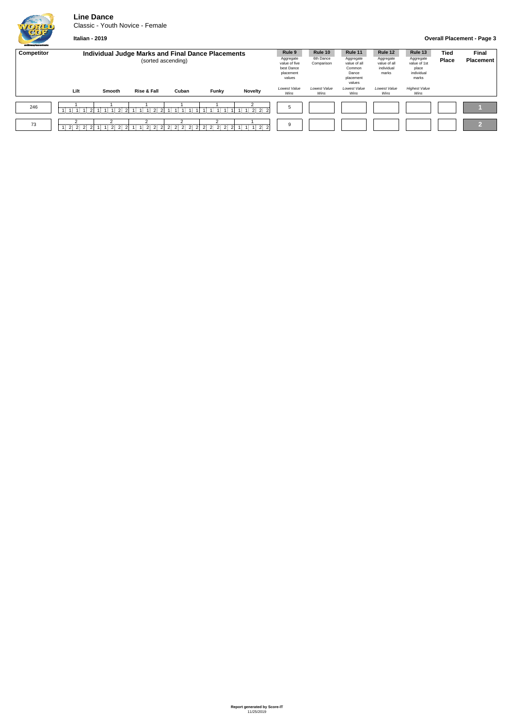# Line Dance

Classic - Youth Novice - Female

**Italian - 2019**

**Overall Placement - Page 3**

| Competitor | Individual Judge Marks and Final Dance Placements (sorted ascending) | | | | | | Rule 9 Aggregate value of five best Dance placement values | Rule 10 6th Dance Comparison | Rule 11 Aggregate value of all Common Dance placement values | Rule 12 Aggregate value of all individual marks | Rule 13 Aggregate value of 1st place individual marks | Tied Place | Final Placement |
|---|---|---|---|---|---|---|---|---|---|---|---|---|---|
| | Lilt | Smooth | Rise & Fall | Cuban | Funky | Novelty | *Lowest Value Wins* | *Lowest Value Wins* | *Lowest Value Wins* | *Lowest Value Wins* | *Highest Value Wins* | | |
| 246 | 1<br>1 1 1 1 2 | 1<br>1 1 1 2 2 | 1<br>1 1 1 2 2 | 1<br>1 1 1 1 1 | 1<br>1 1 1 1 1 | 2<br>1 1 2 2 2 | 5 | | | | | | 1 |
| 73 | 2<br>1 2 2 2 2 | 2<br>1 1 2 2 2 | 2<br>1 1 2 2 2 | 2<br>2 2 2 2 2 | 2<br>2 2 2 2 2 | 1<br>1 1 1 2 2 | 9 | | | | | | 2 |

**Report generated by Score-IT**
11/25/2019